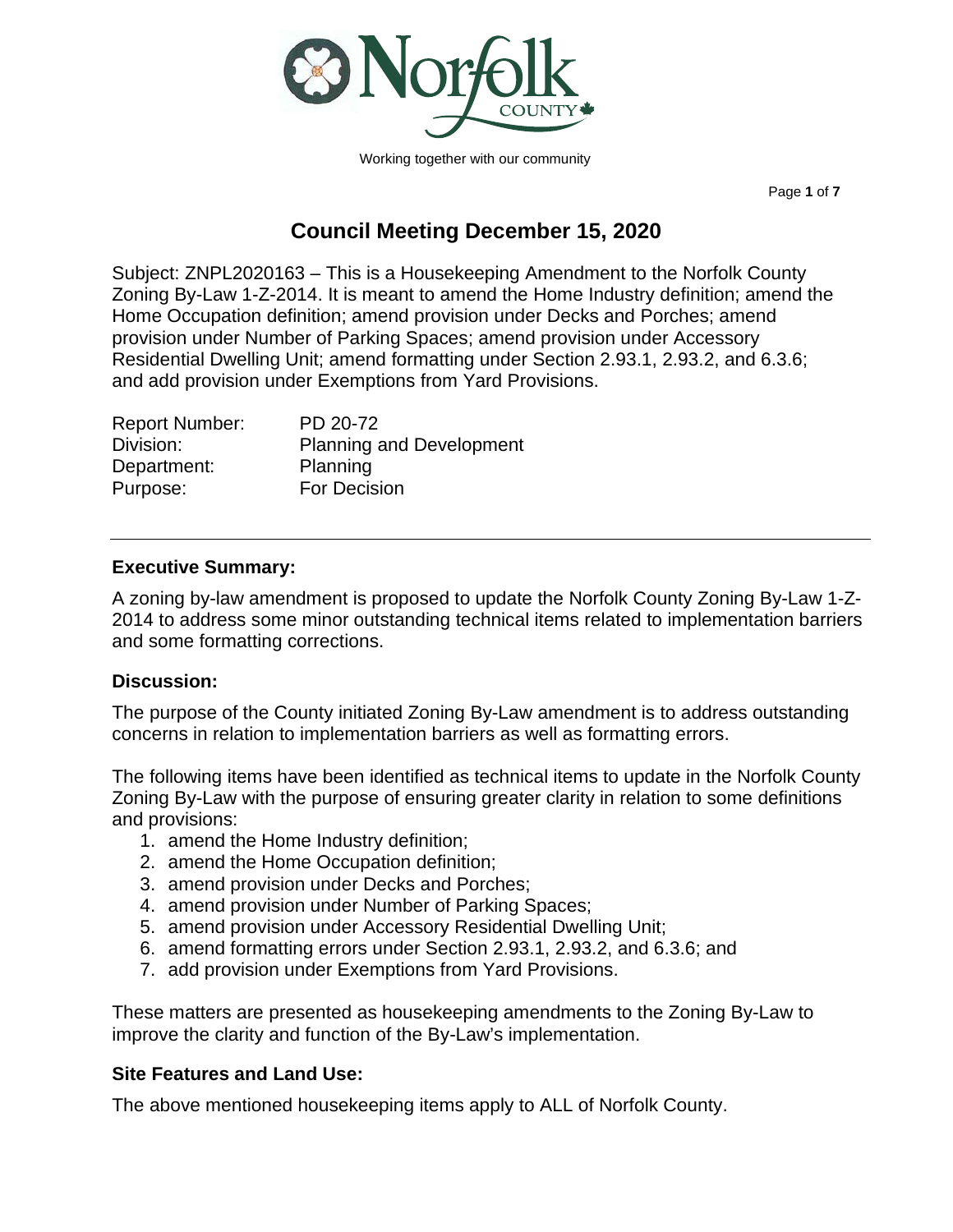Working together with our community

# Council Meeting December 15, 2020

Subject: ZNPL2020163 – This is a Housekeeping Amendment to the Norfolk County Zoning By-Law 1-Z-2014. It is meant to amend the Home Industry definition; amend the Home Occupation definition; amend provision under Decks and Porches; amend provision under Number of Parking Spaces; amend provision under Accessory Residential Dwelling Unit; amend formatting under Section 2.93.1, 2.93.2, and 6.3.6; and add provision under Exemptions from Yard Provisions.

| | |
|---|---|
| Report Number: | PD 20-72 |
| Division: | Planning and Development |
| Department: | Planning |
| Purpose: | For Decision |

---

## Executive Summary:

A zoning by-law amendment is proposed to update the Norfolk County Zoning By-Law 1-Z-2014 to address some minor outstanding technical items related to implementation barriers and some formatting corrections.

## Discussion:

The purpose of the County initiated Zoning By-Law amendment is to address outstanding concerns in relation to implementation barriers as well as formatting errors.

The following items have been identified as technical items to update in the Norfolk County Zoning By-Law with the purpose of ensuring greater clarity in relation to some definitions and provisions:

1. amend the Home Industry definition;
2. amend the Home Occupation definition;
3. amend provision under Decks and Porches;
4. amend provision under Number of Parking Spaces;
5. amend provision under Accessory Residential Dwelling Unit;
6. amend formatting errors under Section 2.93.1, 2.93.2, and 6.3.6; and
7. add provision under Exemptions from Yard Provisions.

These matters are presented as housekeeping amendments to the Zoning By-Law to improve the clarity and function of the By-Law's implementation.

## Site Features and Land Use:

The above mentioned housekeeping items apply to ALL of Norfolk County.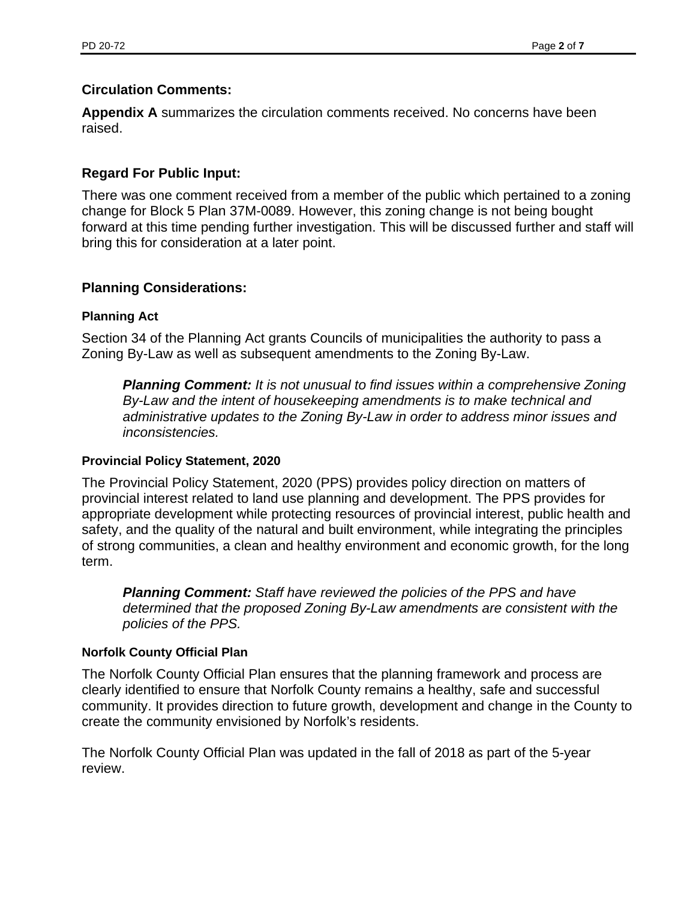## Circulation Comments:

**Appendix A** summarizes the circulation comments received. No concerns have been raised.

## Regard For Public Input:

There was one comment received from a member of the public which pertained to a zoning change for Block 5 Plan 37M-0089. However, this zoning change is not being bought forward at this time pending further investigation. This will be discussed further and staff will bring this for consideration at a later point.

## Planning Considerations:

### Planning Act

Section 34 of the Planning Act grants Councils of municipalities the authority to pass a Zoning By-Law as well as subsequent amendments to the Zoning By-Law.

> ***Planning Comment:*** *It is not unusual to find issues within a comprehensive Zoning By-Law and the intent of housekeeping amendments is to make technical and administrative updates to the Zoning By-Law in order to address minor issues and inconsistencies.*

### Provincial Policy Statement, 2020

The Provincial Policy Statement, 2020 (PPS) provides policy direction on matters of provincial interest related to land use planning and development. The PPS provides for appropriate development while protecting resources of provincial interest, public health and safety, and the quality of the natural and built environment, while integrating the principles of strong communities, a clean and healthy environment and economic growth, for the long term.

> ***Planning Comment:*** *Staff have reviewed the policies of the PPS and have determined that the proposed Zoning By-Law amendments are consistent with the policies of the PPS.*

### Norfolk County Official Plan

The Norfolk County Official Plan ensures that the planning framework and process are clearly identified to ensure that Norfolk County remains a healthy, safe and successful community. It provides direction to future growth, development and change in the County to create the community envisioned by Norfolk's residents.

The Norfolk County Official Plan was updated in the fall of 2018 as part of the 5-year review.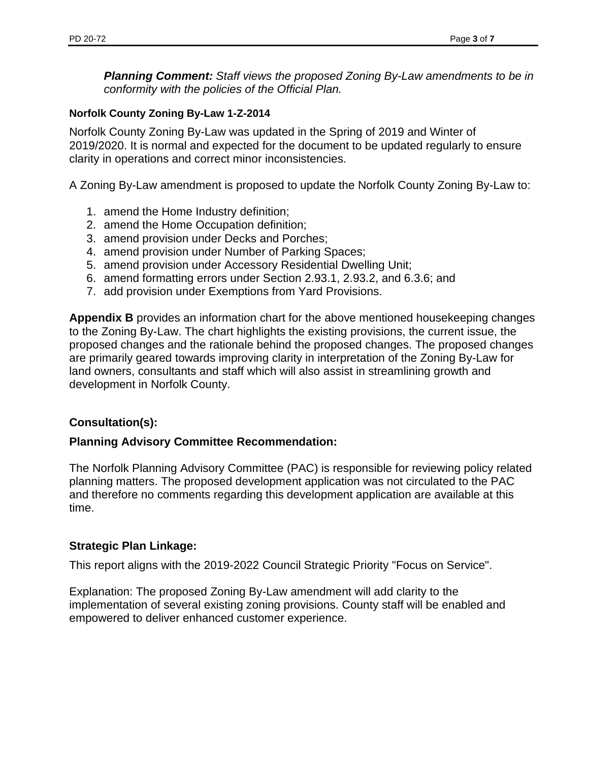***Planning Comment:*** *Staff views the proposed Zoning By-Law amendments to be in conformity with the policies of the Official Plan.*

### Norfolk County Zoning By-Law 1-Z-2014

Norfolk County Zoning By-Law was updated in the Spring of 2019 and Winter of 2019/2020. It is normal and expected for the document to be updated regularly to ensure clarity in operations and correct minor inconsistencies.

A Zoning By-Law amendment is proposed to update the Norfolk County Zoning By-Law to:

1. amend the Home Industry definition;
2. amend the Home Occupation definition;
3. amend provision under Decks and Porches;
4. amend provision under Number of Parking Spaces;
5. amend provision under Accessory Residential Dwelling Unit;
6. amend formatting errors under Section 2.93.1, 2.93.2, and 6.3.6; and
7. add provision under Exemptions from Yard Provisions.

**Appendix B** provides an information chart for the above mentioned housekeeping changes to the Zoning By-Law. The chart highlights the existing provisions, the current issue, the proposed changes and the rationale behind the proposed changes. The proposed changes are primarily geared towards improving clarity in interpretation of the Zoning By-Law for land owners, consultants and staff which will also assist in streamlining growth and development in Norfolk County.

### Consultation(s):

### Planning Advisory Committee Recommendation:

The Norfolk Planning Advisory Committee (PAC) is responsible for reviewing policy related planning matters. The proposed development application was not circulated to the PAC and therefore no comments regarding this development application are available at this time.

### Strategic Plan Linkage:

This report aligns with the 2019-2022 Council Strategic Priority "Focus on Service".

Explanation: The proposed Zoning By-Law amendment will add clarity to the implementation of several existing zoning provisions. County staff will be enabled and empowered to deliver enhanced customer experience.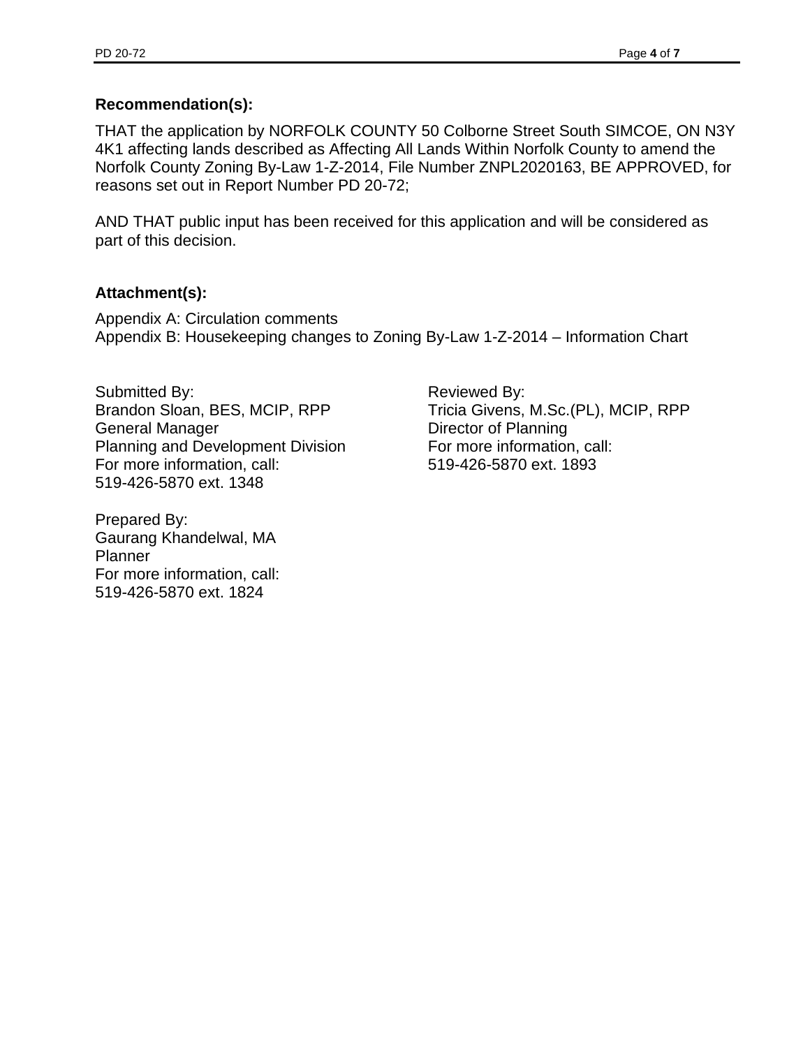**Recommendation(s):**

THAT the application by NORFOLK COUNTY 50 Colborne Street South SIMCOE, ON N3Y 4K1 affecting lands described as Affecting All Lands Within Norfolk County to amend the Norfolk County Zoning By-Law 1-Z-2014, File Number ZNPL2020163, BE APPROVED, for reasons set out in Report Number PD 20-72;

AND THAT public input has been received for this application and will be considered as part of this decision.

**Attachment(s):**

Appendix A: Circulation comments
Appendix B: Housekeeping changes to Zoning By-Law 1-Z-2014 – Information Chart

Submitted By:
Brandon Sloan, BES, MCIP, RPP
General Manager
Planning and Development Division
For more information, call:
519-426-5870 ext. 1348

Reviewed By:
Tricia Givens, M.Sc.(PL), MCIP, RPP
Director of Planning
For more information, call:
519-426-5870 ext. 1893

Prepared By:
Gaurang Khandelwal, MA
Planner
For more information, call:
519-426-5870 ext. 1824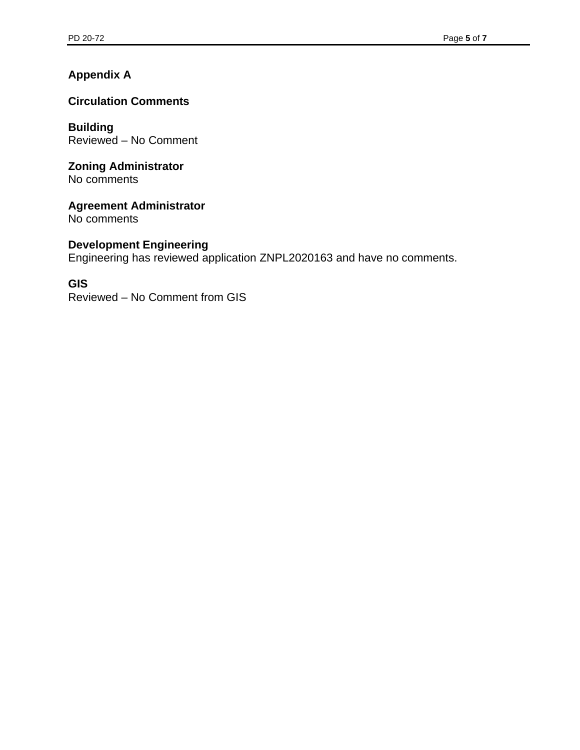## Appendix A

## Circulation Comments

**Building**
Reviewed – No Comment

**Zoning Administrator**
No comments

**Agreement Administrator**
No comments

**Development Engineering**
Engineering has reviewed application ZNPL2020163 and have no comments.

**GIS**
Reviewed – No Comment from GIS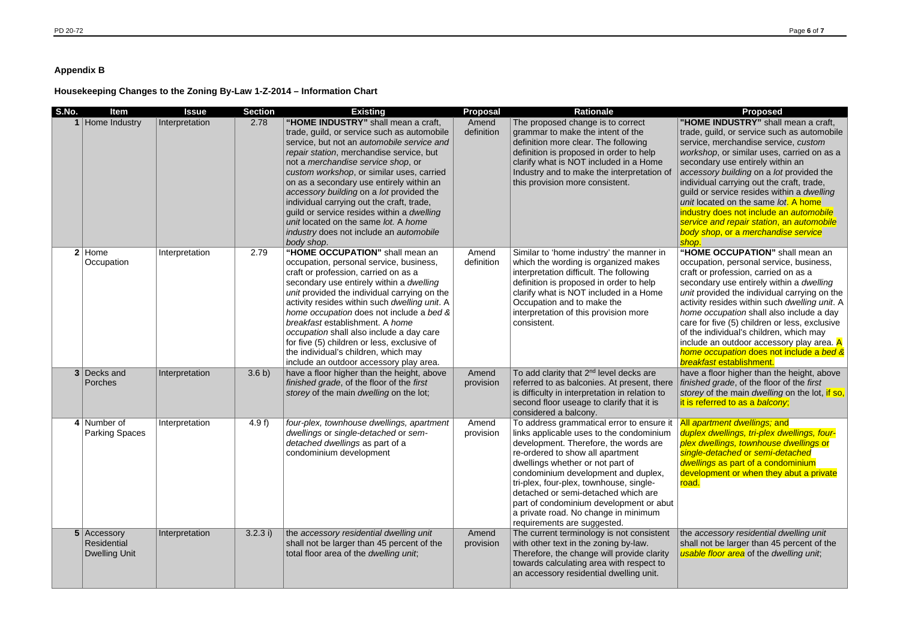## Appendix B

### Housekeeping Changes to the Zoning By-Law 1-Z-2014 – Information Chart

| S.No. | Item | Issue | Section | Existing | Proposal | Rationale | Proposed |
|---|---|---|---|---|---|---|---|
| 1 | Home Industry | Interpretation | 2.78 | **"HOME INDUSTRY"** shall mean a craft, trade, guild, or service such as automobile service, but not an *automobile service and repair station*, merchandise service, but not a *merchandise service shop*, or *custom workshop*, or similar uses, carried on as a secondary use entirely within an *accessory building* on a *lot* provided the individual carrying out the craft, trade, guild or service resides within a *dwelling unit* located on the same *lot*. A *home industry* does not include an *automobile body shop*. | Amend definition | The proposed change is to correct grammar to make the intent of the definition more clear. The following definition is proposed in order to help clarify what is NOT included in a Home Industry and to make the interpretation of this provision more consistent. | **"HOME INDUSTRY"** shall mean a craft, trade, guild, or service such as automobile service, merchandise service, *custom workshop*, or similar uses, carried on as a secondary use entirely within an *accessory building* on a *lot* provided the individual carrying out the craft, trade, guild or service resides within a *dwelling unit* located on the same *lot*. A home industry does not include an *automobile service and repair station*, an *automobile body shop*, or a *merchandise service shop*. |
| 2 | Home Occupation | Interpretation | 2.79 | **"HOME OCCUPATION"** shall mean an occupation, personal service, business, craft or profession, carried on as a secondary use entirely within a *dwelling unit* provided the individual carrying on the activity resides within such *dwelling unit*. A *home occupation* does not include a *bed & breakfast* establishment. A *home occupation* shall also include a day care for five (5) children or less, exclusive of the individual's children, which may include an outdoor accessory play area. | Amend definition | Similar to 'home industry' the manner in which the wording is organized makes interpretation difficult. The following definition is proposed in order to help clarify what is NOT included in a Home Occupation and to make the interpretation of this provision more consistent. | **"HOME OCCUPATION"** shall mean an occupation, personal service, business, craft or profession, carried on as a secondary use entirely within a *dwelling unit* provided the individual carrying on the activity resides within such *dwelling unit*. A *home occupation* shall also include a day care for five (5) children or less, exclusive of the individual's children, which may include an outdoor accessory play area. A *home occupation* does not include a *bed & breakfast* establishment. |
| 3 | Decks and Porches | Interpretation | 3.6 b) | have a floor higher than the height, above *finished grade*, of the floor of the *first storey* of the main *dwelling* on the lot; | Amend provision | To add clarity that 2nd level decks are referred to as balconies. At present, there is difficulty in interpretation in relation to second floor useage to clarify that it is considered a balcony. | have a floor higher than the height, above *finished grade*, of the floor of the *first storey* of the main *dwelling* on the lot, if so, it is referred to as a *balcony*; |
| 4 | Number of Parking Spaces | Interpretation | 4.9 f) | *four-plex, townhouse dwellings, apartment dwellings* or *single-detached* or *sem-detached dwellings* as part of a condominium development | Amend provision | To address grammatical error to ensure it links applicable uses to the condominium development. Therefore, the words are re-ordered to show all apartment dwellings whether or not part of condominium development and duplex, tri-plex, four-plex, townhouse, single-detached or semi-detached which are part of condominium development or abut a private road. No change in minimum requirements are suggested. | All *apartment dwellings;* and *duplex dwellings, tri-plex dwellings, four-plex dwellings, townhouse dwellings* or *single-detached* or *semi-detached dwellings* as part of a condominium development or when they abut a private road. |
| 5 | Accessory Residential Dwelling Unit | Interpretation | 3.2.3 i) | the *accessory residential dwelling unit* shall not be larger than 45 percent of the total floor area of the *dwelling unit*; | Amend provision | The current terminology is not consistent with other text in the zoning by-law. Therefore, the change will provide clarity towards calculating area with respect to an accessory residential dwelling unit. | the *accessory residential dwelling unit* shall not be larger than 45 percent of the *usable floor area* of the *dwelling unit*; |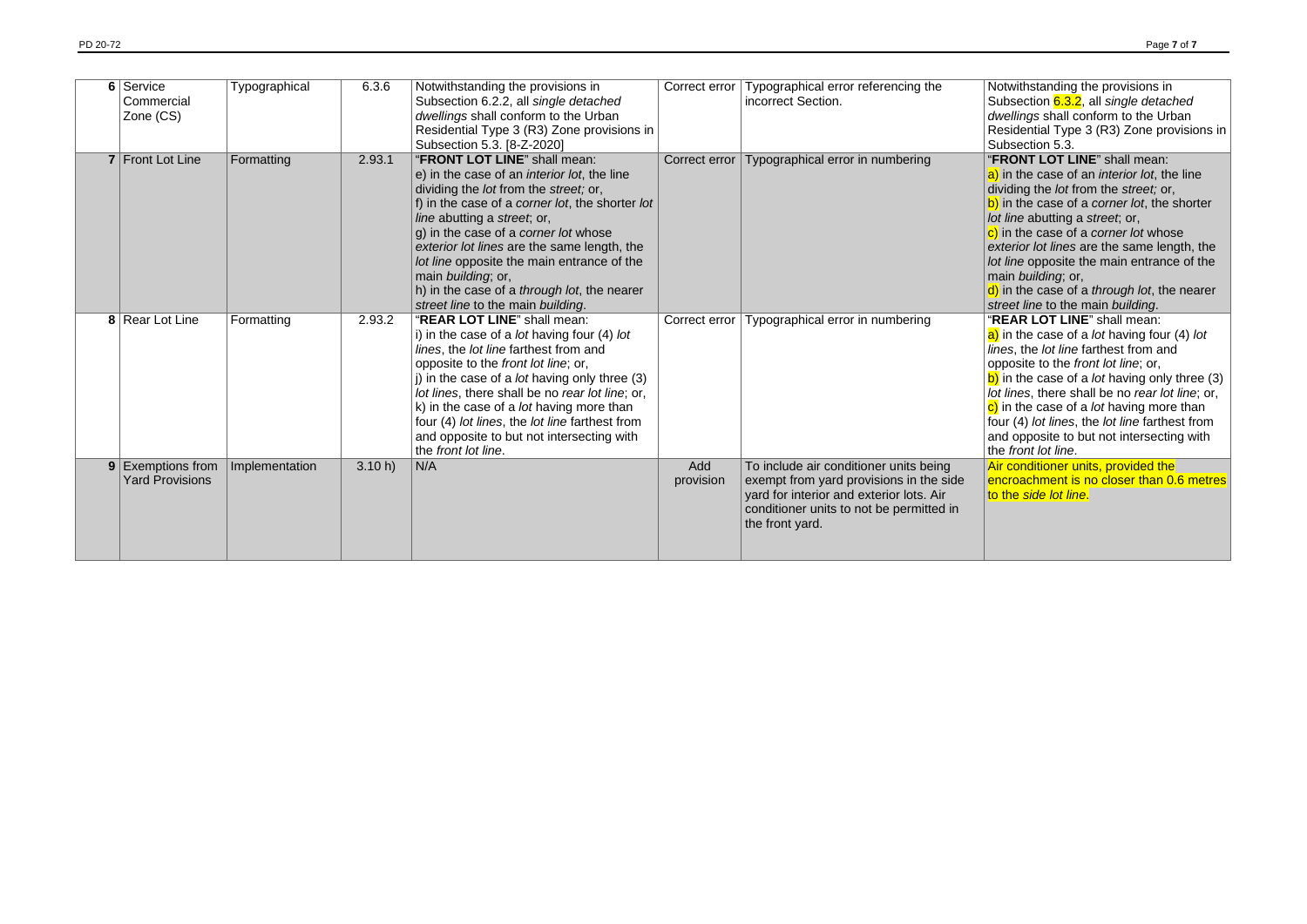| | | | | | | | |
|---|---|---|---|---|---|---|---|
| 6 | Service Commercial Zone (CS) | Typographical | 6.3.6 | Notwithstanding the provisions in Subsection 6.2.2, all *single detached dwellings* shall conform to the Urban Residential Type 3 (R3) Zone provisions in Subsection 5.3. [8-Z-2020] | Correct error | Typographical error referencing the incorrect Section. | Notwithstanding the provisions in Subsection 6.3.2, all *single detached dwellings* shall conform to the Urban Residential Type 3 (R3) Zone provisions in Subsection 5.3. |
| 7 | Front Lot Line | Formatting | 2.93.1 | "**FRONT LOT LINE**" shall mean:<br>e) in the case of an *interior lot*, the line dividing the *lot* from the *street;* or,<br>f) in the case of a *corner lot*, the shorter *lot line* abutting a *street*; or,<br>g) in the case of a *corner lot* whose *exterior lot lines* are the same length, the *lot line* opposite the main entrance of the main *building*; or,<br>h) in the case of a *through lot*, the nearer *street line* to the main *building*. | Correct error | Typographical error in numbering | "**FRONT LOT LINE**" shall mean:<br>a) in the case of an *interior lot*, the line dividing the *lot* from the *street;* or,<br>b) in the case of a *corner lot*, the shorter *lot line* abutting a *street*; or,<br>c) in the case of a *corner lot* whose *exterior lot lines* are the same length, the *lot line* opposite the main entrance of the main *building*; or,<br>d) in the case of a *through lot*, the nearer *street line* to the main *building*. |
| 8 | Rear Lot Line | Formatting | 2.93.2 | "**REAR LOT LINE**" shall mean:<br>i) in the case of a *lot* having four (4) *lot lines*, the *lot line* farthest from and opposite to the *front lot line*; or,<br>j) in the case of a *lot* having only three (3) *lot lines*, there shall be no *rear lot line*; or,<br>k) in the case of a *lot* having more than four (4) *lot lines*, the *lot line* farthest from and opposite to but not intersecting with the *front lot line*. | Correct error | Typographical error in numbering | "**REAR LOT LINE**" shall mean:<br>a) in the case of a *lot* having four (4) *lot lines*, the *lot line* farthest from and opposite to the *front lot line*; or,<br>b) in the case of a *lot* having only three (3) *lot lines*, there shall be no *rear lot line*; or,<br>c) in the case of a *lot* having more than four (4) *lot lines*, the *lot line* farthest from and opposite to but not intersecting with the *front lot line*. |
| 9 | Exemptions from Yard Provisions | Implementation | 3.10 h) | N/A | Add provision | To include air conditioner units being exempt from yard provisions in the side yard for interior and exterior lots. Air conditioner units to not be permitted in the front yard. | Air conditioner units, provided the encroachment is no closer than 0.6 metres to the *side lot line*. |